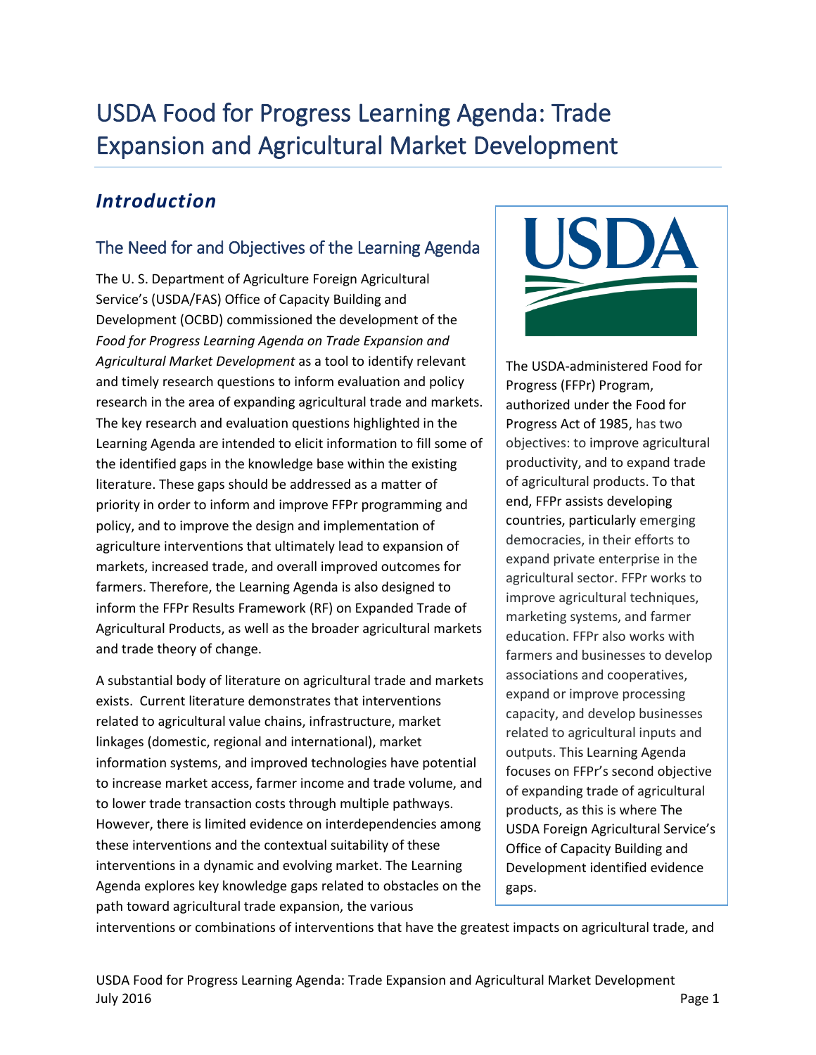# USDA Food for Progress Learning Agenda: Trade Expansion and Agricultural Market Development

## *Introduction*

### The Need for and Objectives of the Learning Agenda

The U. S. Department of Agriculture Foreign Agricultural Service's (USDA/FAS) Office of Capacity Building and Development (OCBD) commissioned the development of the *Food for Progress Learning Agenda on Trade Expansion and Agricultural Market Development* as a tool to identify relevant and timely research questions to inform evaluation and policy research in the area of expanding agricultural trade and markets. The key research and evaluation questions highlighted in the Learning Agenda are intended to elicit information to fill some of the identified gaps in the knowledge base within the existing literature. These gaps should be addressed as a matter of priority in order to inform and improve FFPr programming and policy, and to improve the design and implementation of agriculture interventions that ultimately lead to expansion of markets, increased trade, and overall improved outcomes for farmers. Therefore, the Learning Agenda is also designed to inform the FFPr Results Framework (RF) on Expanded Trade of Agricultural Products, as well as the broader agricultural markets and trade theory of change.

A substantial body of literature on agricultural trade and markets exists. Current literature demonstrates that interventions related to agricultural value chains, infrastructure, market linkages (domestic, regional and international), market information systems, and improved technologies have potential to increase market access, farmer income and trade volume, and to lower trade transaction costs through multiple pathways. However, there is limited evidence on interdependencies among these interventions and the contextual suitability of these interventions in a dynamic and evolving market. The Learning Agenda explores key knowledge gaps related to obstacles on the path toward agricultural trade expansion, the various interventions or combinations of interventions that have the greatest impacts on agricultural trade, and

> The USDA-administered Food for Progress (FFPr) Program, authorized under the Food for Progress Act of 1985, has two objectives: to improve agricultural productivity, and to expand trade of agricultural products. To that end, FFPr assists developing countries, particularly emerging democracies, in their efforts to expand private enterprise in the agricultural sector. FFPr works to improve agricultural techniques, marketing systems, and farmer education. FFPr also works with farmers and businesses to develop associations and cooperatives, expand or improve processing capacity, and develop businesses related to agricultural inputs and outputs. This Learning Agenda focuses on FFPr's second objective of expanding trade of agricultural products, as this is where The USDA Foreign Agricultural Service's Office of Capacity Building and Development identified evidence gaps.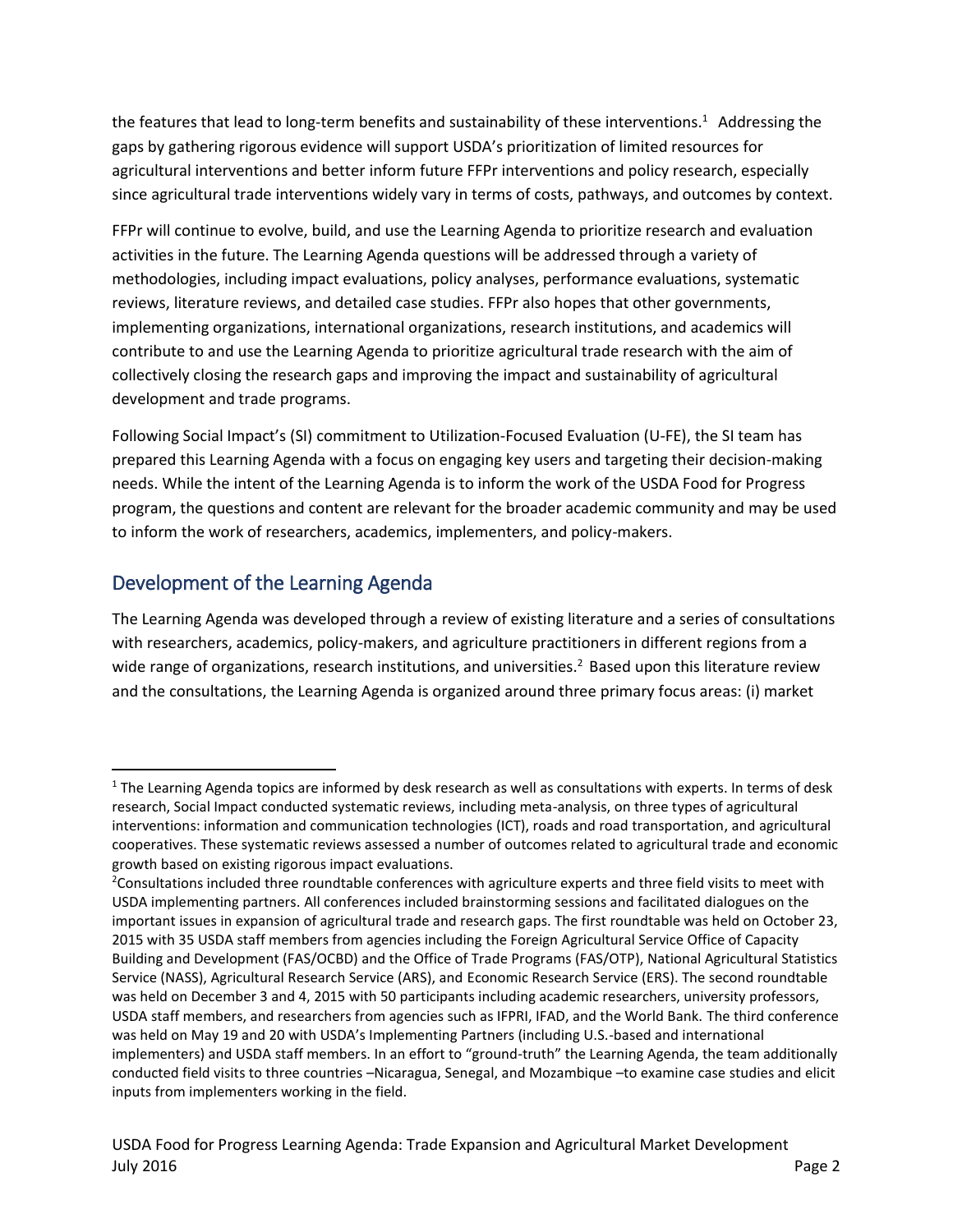the features that lead to long-term benefits and sustainability of these interventions.[1] Addressing the gaps by gathering rigorous evidence will support USDA's prioritization of limited resources for agricultural interventions and better inform future FFPr interventions and policy research, especially since agricultural trade interventions widely vary in terms of costs, pathways, and outcomes by context.

FFPr will continue to evolve, build, and use the Learning Agenda to prioritize research and evaluation activities in the future. The Learning Agenda questions will be addressed through a variety of methodologies, including impact evaluations, policy analyses, performance evaluations, systematic reviews, literature reviews, and detailed case studies. FFPr also hopes that other governments, implementing organizations, international organizations, research institutions, and academics will contribute to and use the Learning Agenda to prioritize agricultural trade research with the aim of collectively closing the research gaps and improving the impact and sustainability of agricultural development and trade programs.

Following Social Impact's (SI) commitment to Utilization-Focused Evaluation (U-FE), the SI team has prepared this Learning Agenda with a focus on engaging key users and targeting their decision-making needs. While the intent of the Learning Agenda is to inform the work of the USDA Food for Progress program, the questions and content are relevant for the broader academic community and may be used to inform the work of researchers, academics, implementers, and policy-makers.

## Development of the Learning Agenda

The Learning Agenda was developed through a review of existing literature and a series of consultations with researchers, academics, policy-makers, and agriculture practitioners in different regions from a wide range of organizations, research institutions, and universities.[2] Based upon this literature review and the consultations, the Learning Agenda is organized around three primary focus areas: (i) market

---

[1] The Learning Agenda topics are informed by desk research as well as consultations with experts. In terms of desk research, Social Impact conducted systematic reviews, including meta-analysis, on three types of agricultural interventions: information and communication technologies (ICT), roads and road transportation, and agricultural cooperatives. These systematic reviews assessed a number of outcomes related to agricultural trade and economic growth based on existing rigorous impact evaluations.

[2] Consultations included three roundtable conferences with agriculture experts and three field visits to meet with USDA implementing partners. All conferences included brainstorming sessions and facilitated dialogues on the important issues in expansion of agricultural trade and research gaps. The first roundtable was held on October 23, 2015 with 35 USDA staff members from agencies including the Foreign Agricultural Service Office of Capacity Building and Development (FAS/OCBD) and the Office of Trade Programs (FAS/OTP), National Agricultural Statistics Service (NASS), Agricultural Research Service (ARS), and Economic Research Service (ERS). The second roundtable was held on December 3 and 4, 2015 with 50 participants including academic researchers, university professors, USDA staff members, and researchers from agencies such as IFPRI, IFAD, and the World Bank. The third conference was held on May 19 and 20 with USDA's Implementing Partners (including U.S.-based and international implementers) and USDA staff members. In an effort to "ground-truth" the Learning Agenda, the team additionally conducted field visits to three countries –Nicaragua, Senegal, and Mozambique –to examine case studies and elicit inputs from implementers working in the field.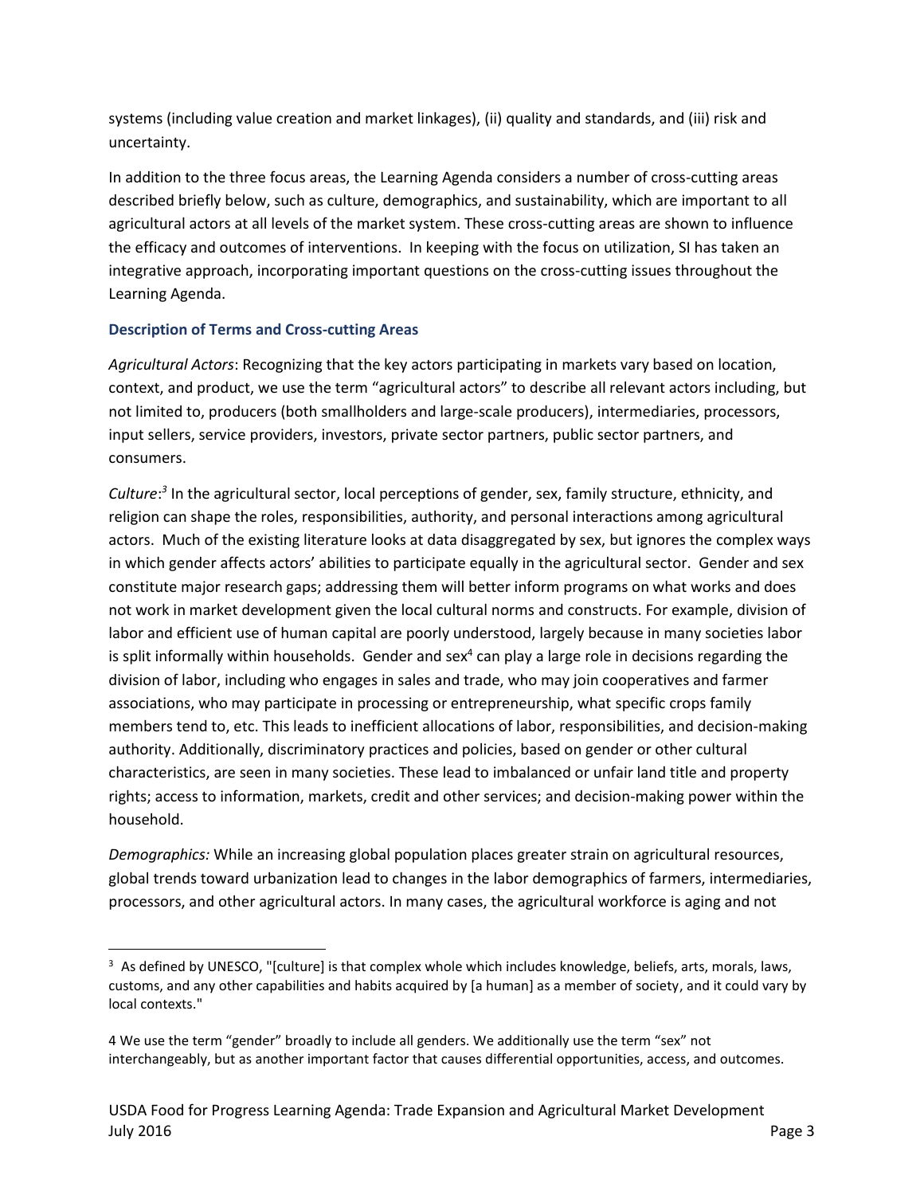systems (including value creation and market linkages), (ii) quality and standards, and (iii) risk and uncertainty.

In addition to the three focus areas, the Learning Agenda considers a number of cross-cutting areas described briefly below, such as culture, demographics, and sustainability, which are important to all agricultural actors at all levels of the market system. These cross-cutting areas are shown to influence the efficacy and outcomes of interventions. In keeping with the focus on utilization, SI has taken an integrative approach, incorporating important questions on the cross-cutting issues throughout the Learning Agenda.

### Description of Terms and Cross-cutting Areas

*Agricultural Actors*: Recognizing that the key actors participating in markets vary based on location, context, and product, we use the term "agricultural actors" to describe all relevant actors including, but not limited to, producers (both smallholders and large-scale producers), intermediaries, processors, input sellers, service providers, investors, private sector partners, public sector partners, and consumers.

*Culture*:[3] In the agricultural sector, local perceptions of gender, sex, family structure, ethnicity, and religion can shape the roles, responsibilities, authority, and personal interactions among agricultural actors. Much of the existing literature looks at data disaggregated by sex, but ignores the complex ways in which gender affects actors' abilities to participate equally in the agricultural sector. Gender and sex constitute major research gaps; addressing them will better inform programs on what works and does not work in market development given the local cultural norms and constructs. For example, division of labor and efficient use of human capital are poorly understood, largely because in many societies labor is split informally within households. Gender and sex[4] can play a large role in decisions regarding the division of labor, including who engages in sales and trade, who may join cooperatives and farmer associations, who may participate in processing or entrepreneurship, what specific crops family members tend to, etc. This leads to inefficient allocations of labor, responsibilities, and decision-making authority. Additionally, discriminatory practices and policies, based on gender or other cultural characteristics, are seen in many societies. These lead to imbalanced or unfair land title and property rights; access to information, markets, credit and other services; and decision-making power within the household.

*Demographics:* While an increasing global population places greater strain on agricultural resources, global trends toward urbanization lead to changes in the labor demographics of farmers, intermediaries, processors, and other agricultural actors. In many cases, the agricultural workforce is aging and not

---

[3] As defined by UNESCO, "[culture] is that complex whole which includes knowledge, beliefs, arts, morals, laws, customs, and any other capabilities and habits acquired by [a human] as a member of society, and it could vary by local contexts."

[4] We use the term "gender" broadly to include all genders. We additionally use the term "sex" not interchangeably, but as another important factor that causes differential opportunities, access, and outcomes.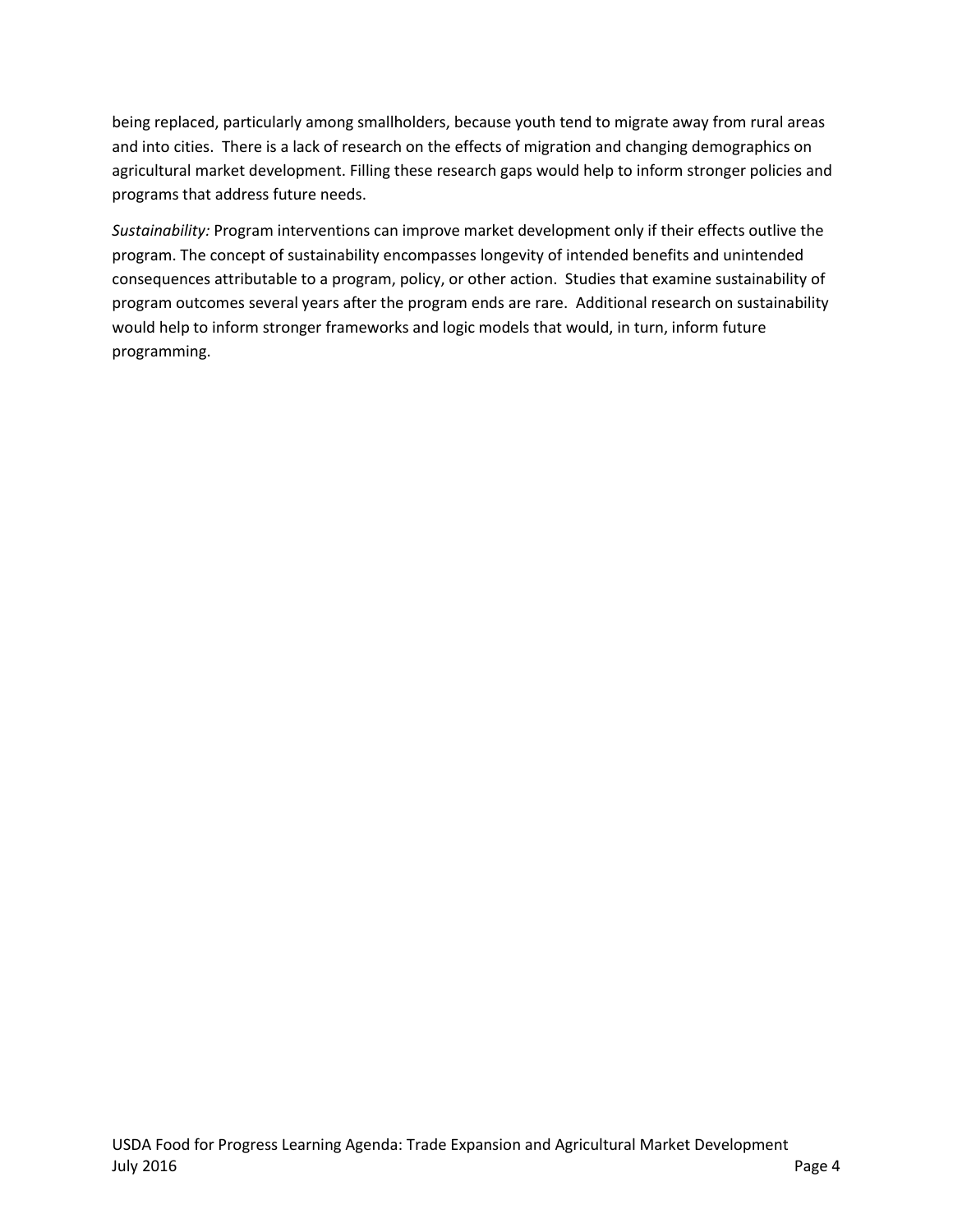being replaced, particularly among smallholders, because youth tend to migrate away from rural areas and into cities. There is a lack of research on the effects of migration and changing demographics on agricultural market development. Filling these research gaps would help to inform stronger policies and programs that address future needs.

*Sustainability:* Program interventions can improve market development only if their effects outlive the program. The concept of sustainability encompasses longevity of intended benefits and unintended consequences attributable to a program, policy, or other action. Studies that examine sustainability of program outcomes several years after the program ends are rare. Additional research on sustainability would help to inform stronger frameworks and logic models that would, in turn, inform future programming.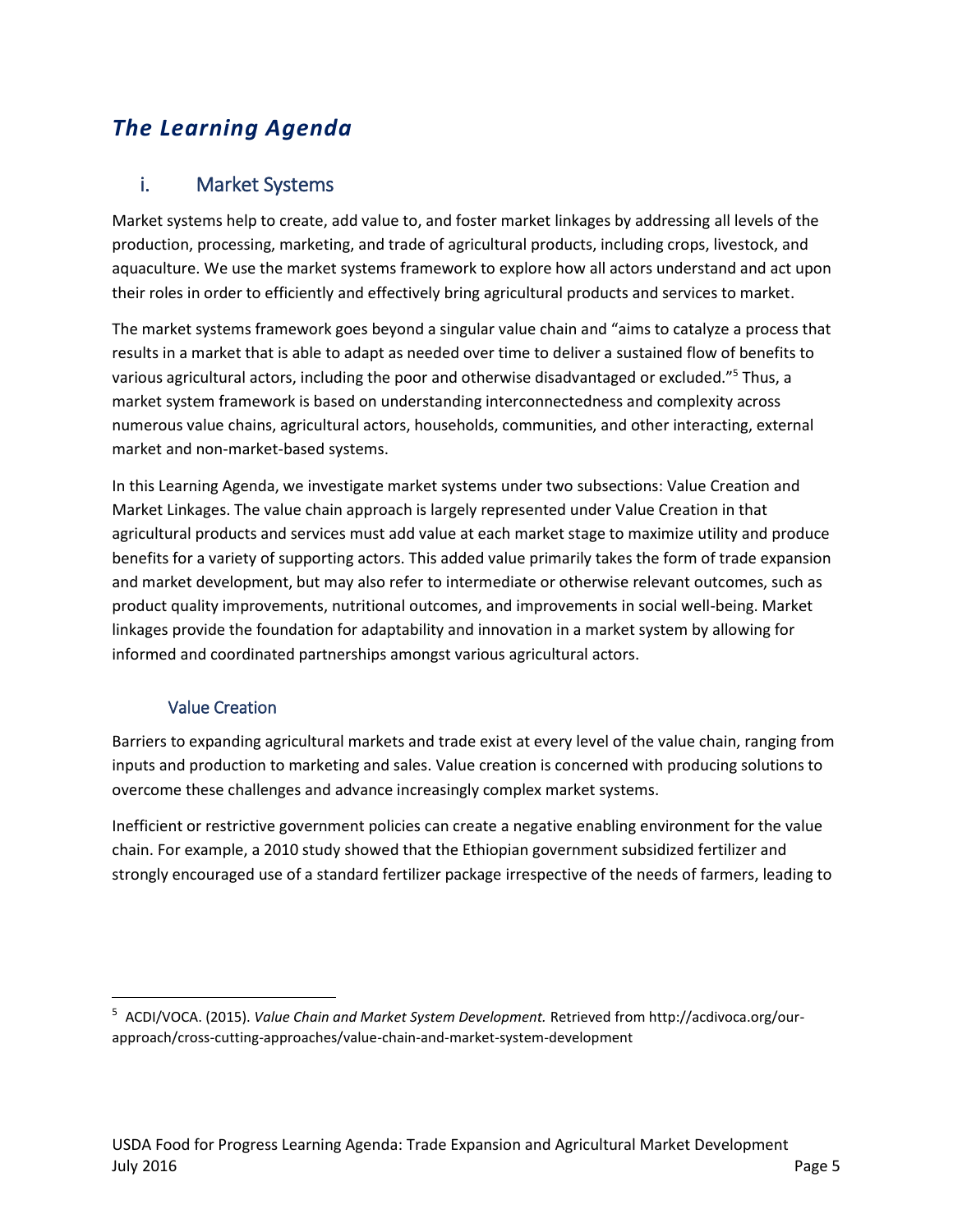# *The Learning Agenda*

## i. Market Systems

Market systems help to create, add value to, and foster market linkages by addressing all levels of the production, processing, marketing, and trade of agricultural products, including crops, livestock, and aquaculture. We use the market systems framework to explore how all actors understand and act upon their roles in order to efficiently and effectively bring agricultural products and services to market.

The market systems framework goes beyond a singular value chain and "aims to catalyze a process that results in a market that is able to adapt as needed over time to deliver a sustained flow of benefits to various agricultural actors, including the poor and otherwise disadvantaged or excluded."[5] Thus, a market system framework is based on understanding interconnectedness and complexity across numerous value chains, agricultural actors, households, communities, and other interacting, external market and non-market-based systems.

In this Learning Agenda, we investigate market systems under two subsections: Value Creation and Market Linkages. The value chain approach is largely represented under Value Creation in that agricultural products and services must add value at each market stage to maximize utility and produce benefits for a variety of supporting actors. This added value primarily takes the form of trade expansion and market development, but may also refer to intermediate or otherwise relevant outcomes, such as product quality improvements, nutritional outcomes, and improvements in social well-being. Market linkages provide the foundation for adaptability and innovation in a market system by allowing for informed and coordinated partnerships amongst various agricultural actors.

### Value Creation

Barriers to expanding agricultural markets and trade exist at every level of the value chain, ranging from inputs and production to marketing and sales. Value creation is concerned with producing solutions to overcome these challenges and advance increasingly complex market systems.

Inefficient or restrictive government policies can create a negative enabling environment for the value chain. For example, a 2010 study showed that the Ethiopian government subsidized fertilizer and strongly encouraged use of a standard fertilizer package irrespective of the needs of farmers, leading to

---

[5] ACDI/VOCA. (2015). *Value Chain and Market System Development.* Retrieved from http://acdivoca.org/our-approach/cross-cutting-approaches/value-chain-and-market-system-development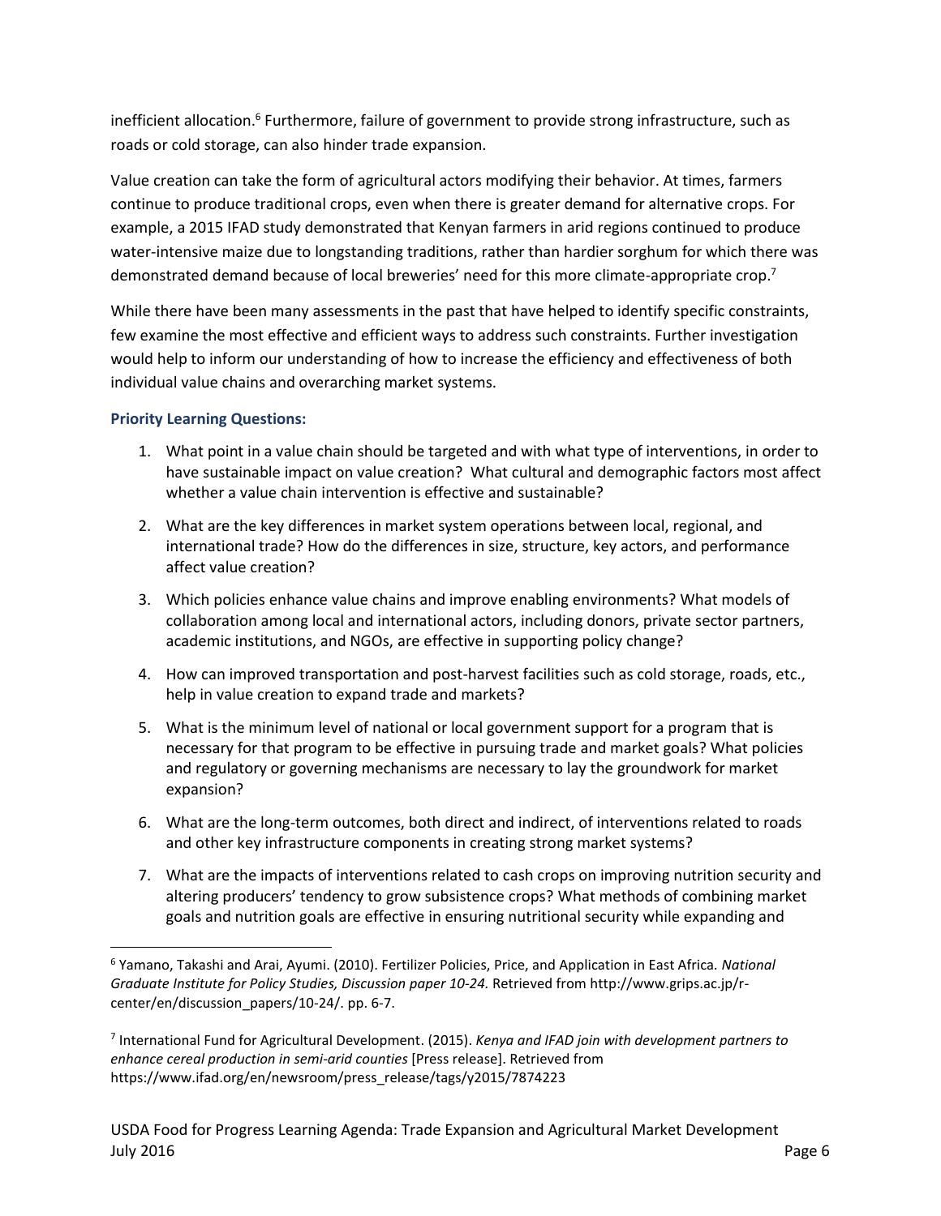inefficient allocation.[6] Furthermore, failure of government to provide strong infrastructure, such as roads or cold storage, can also hinder trade expansion.

Value creation can take the form of agricultural actors modifying their behavior. At times, farmers continue to produce traditional crops, even when there is greater demand for alternative crops. For example, a 2015 IFAD study demonstrated that Kenyan farmers in arid regions continued to produce water-intensive maize due to longstanding traditions, rather than hardier sorghum for which there was demonstrated demand because of local breweries' need for this more climate-appropriate crop.[7]

While there have been many assessments in the past that have helped to identify specific constraints, few examine the most effective and efficient ways to address such constraints. Further investigation would help to inform our understanding of how to increase the efficiency and effectiveness of both individual value chains and overarching market systems.

**Priority Learning Questions:**

1. What point in a value chain should be targeted and with what type of interventions, in order to have sustainable impact on value creation? What cultural and demographic factors most affect whether a value chain intervention is effective and sustainable?
2. What are the key differences in market system operations between local, regional, and international trade? How do the differences in size, structure, key actors, and performance affect value creation?
3. Which policies enhance value chains and improve enabling environments? What models of collaboration among local and international actors, including donors, private sector partners, academic institutions, and NGOs, are effective in supporting policy change?
4. How can improved transportation and post-harvest facilities such as cold storage, roads, etc., help in value creation to expand trade and markets?
5. What is the minimum level of national or local government support for a program that is necessary for that program to be effective in pursuing trade and market goals? What policies and regulatory or governing mechanisms are necessary to lay the groundwork for market expansion?
6. What are the long-term outcomes, both direct and indirect, of interventions related to roads and other key infrastructure components in creating strong market systems?
7. What are the impacts of interventions related to cash crops on improving nutrition security and altering producers' tendency to grow subsistence crops? What methods of combining market goals and nutrition goals are effective in ensuring nutritional security while expanding and

---

[6] Yamano, Takashi and Arai, Ayumi. (2010). Fertilizer Policies, Price, and Application in East Africa. *National Graduate Institute for Policy Studies, Discussion paper 10-24.* Retrieved from http://www.grips.ac.jp/r-center/en/discussion_papers/10-24/. pp. 6-7.

[7] International Fund for Agricultural Development. (2015). *Kenya and IFAD join with development partners to enhance cereal production in semi-arid counties* [Press release]. Retrieved from https://www.ifad.org/en/newsroom/press_release/tags/y2015/7874223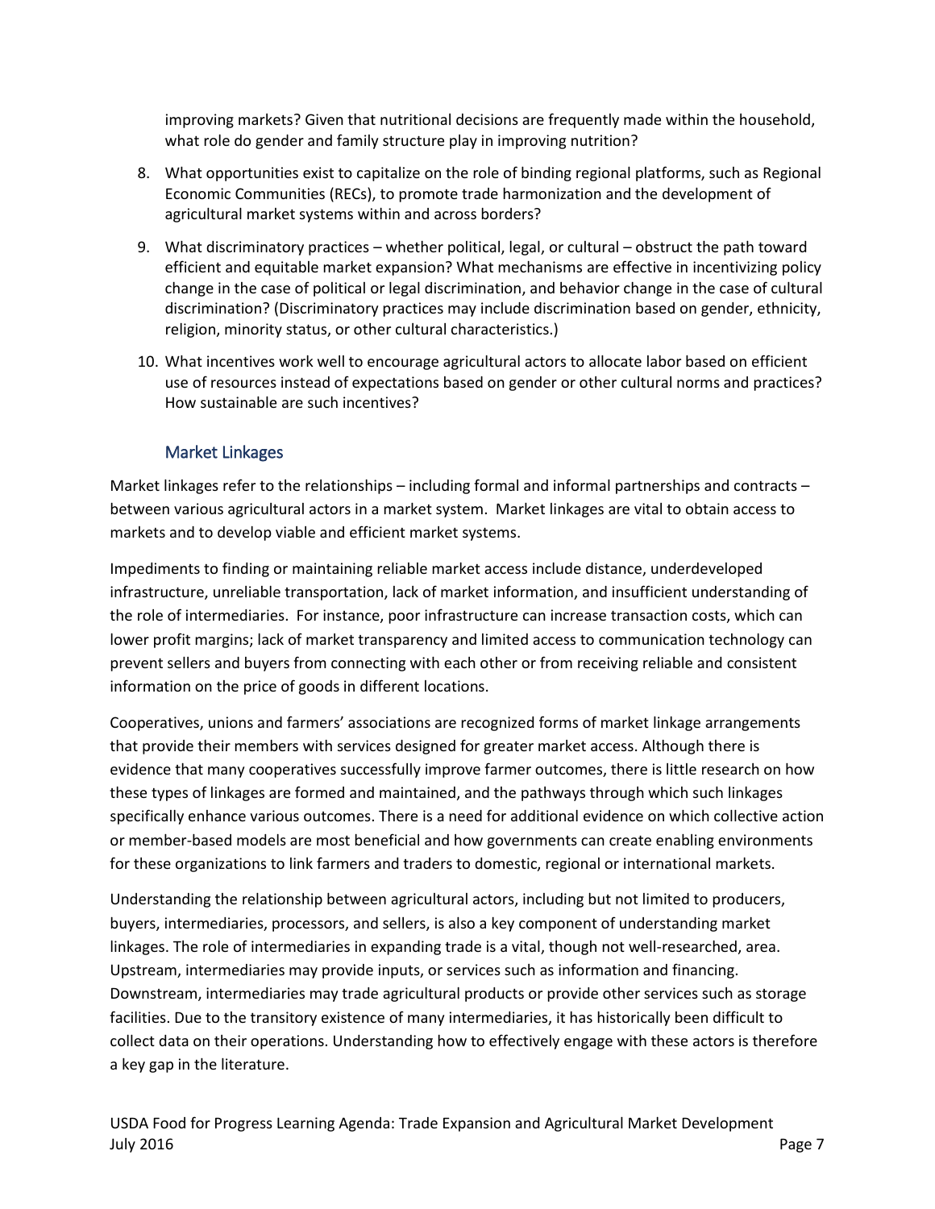improving markets? Given that nutritional decisions are frequently made within the household, what role do gender and family structure play in improving nutrition?

8. What opportunities exist to capitalize on the role of binding regional platforms, such as Regional Economic Communities (RECs), to promote trade harmonization and the development of agricultural market systems within and across borders?
9. What discriminatory practices – whether political, legal, or cultural – obstruct the path toward efficient and equitable market expansion? What mechanisms are effective in incentivizing policy change in the case of political or legal discrimination, and behavior change in the case of cultural discrimination? (Discriminatory practices may include discrimination based on gender, ethnicity, religion, minority status, or other cultural characteristics.)
10. What incentives work well to encourage agricultural actors to allocate labor based on efficient use of resources instead of expectations based on gender or other cultural norms and practices? How sustainable are such incentives?

### Market Linkages

Market linkages refer to the relationships – including formal and informal partnerships and contracts – between various agricultural actors in a market system. Market linkages are vital to obtain access to markets and to develop viable and efficient market systems.

Impediments to finding or maintaining reliable market access include distance, underdeveloped infrastructure, unreliable transportation, lack of market information, and insufficient understanding of the role of intermediaries. For instance, poor infrastructure can increase transaction costs, which can lower profit margins; lack of market transparency and limited access to communication technology can prevent sellers and buyers from connecting with each other or from receiving reliable and consistent information on the price of goods in different locations.

Cooperatives, unions and farmers' associations are recognized forms of market linkage arrangements that provide their members with services designed for greater market access. Although there is evidence that many cooperatives successfully improve farmer outcomes, there is little research on how these types of linkages are formed and maintained, and the pathways through which such linkages specifically enhance various outcomes. There is a need for additional evidence on which collective action or member-based models are most beneficial and how governments can create enabling environments for these organizations to link farmers and traders to domestic, regional or international markets.

Understanding the relationship between agricultural actors, including but not limited to producers, buyers, intermediaries, processors, and sellers, is also a key component of understanding market linkages. The role of intermediaries in expanding trade is a vital, though not well-researched, area. Upstream, intermediaries may provide inputs, or services such as information and financing. Downstream, intermediaries may trade agricultural products or provide other services such as storage facilities. Due to the transitory existence of many intermediaries, it has historically been difficult to collect data on their operations. Understanding how to effectively engage with these actors is therefore a key gap in the literature.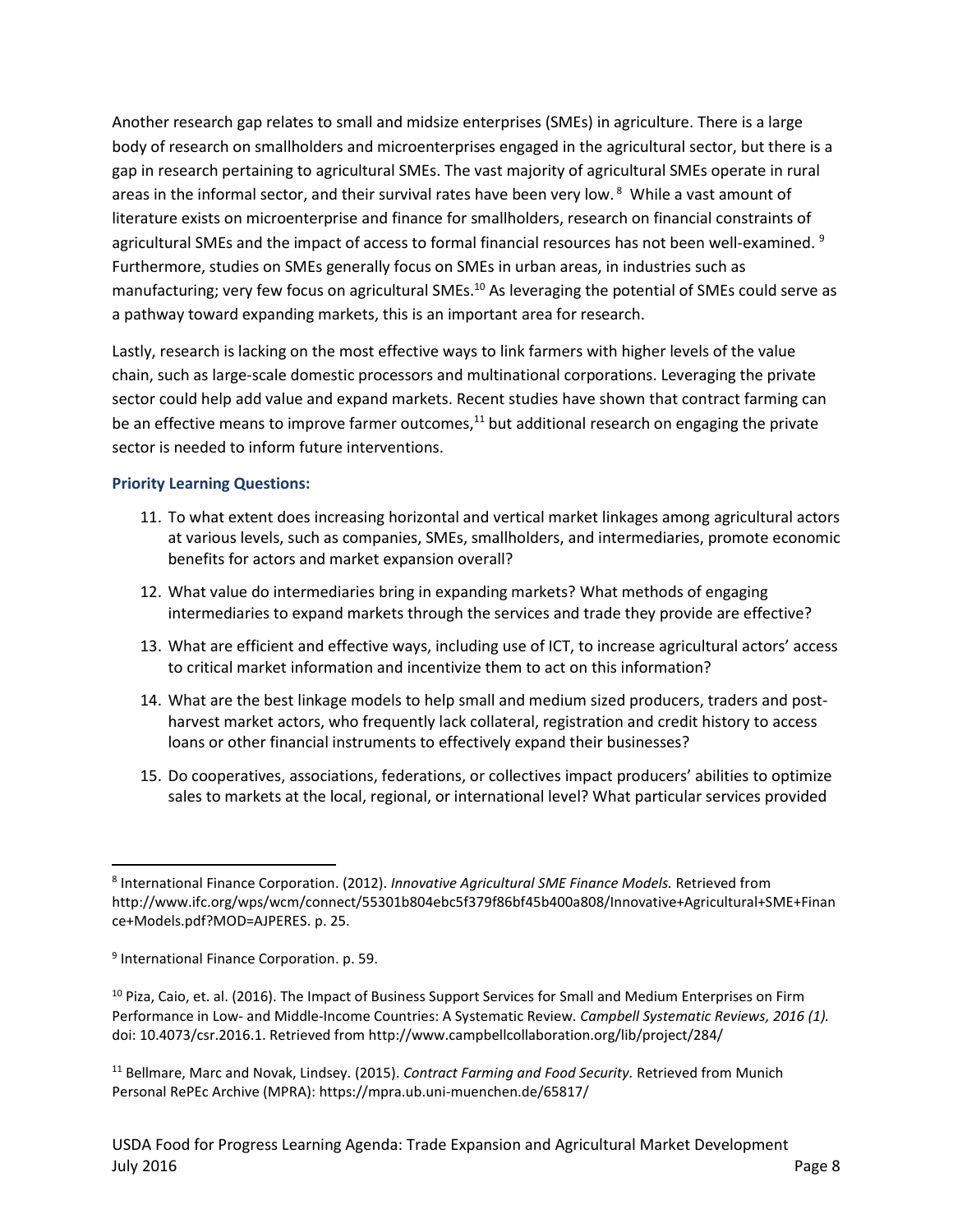Another research gap relates to small and midsize enterprises (SMEs) in agriculture. There is a large body of research on smallholders and microenterprises engaged in the agricultural sector, but there is a gap in research pertaining to agricultural SMEs. The vast majority of agricultural SMEs operate in rural areas in the informal sector, and their survival rates have been very low.[8] While a vast amount of literature exists on microenterprise and finance for smallholders, research on financial constraints of agricultural SMEs and the impact of access to formal financial resources has not been well-examined.[9] Furthermore, studies on SMEs generally focus on SMEs in urban areas, in industries such as manufacturing; very few focus on agricultural SMEs.[10] As leveraging the potential of SMEs could serve as a pathway toward expanding markets, this is an important area for research.

Lastly, research is lacking on the most effective ways to link farmers with higher levels of the value chain, such as large-scale domestic processors and multinational corporations. Leveraging the private sector could help add value and expand markets. Recent studies have shown that contract farming can be an effective means to improve farmer outcomes,[11] but additional research on engaging the private sector is needed to inform future interventions.

**Priority Learning Questions:**

11. To what extent does increasing horizontal and vertical market linkages among agricultural actors at various levels, such as companies, SMEs, smallholders, and intermediaries, promote economic benefits for actors and market expansion overall?
12. What value do intermediaries bring in expanding markets? What methods of engaging intermediaries to expand markets through the services and trade they provide are effective?
13. What are efficient and effective ways, including use of ICT, to increase agricultural actors' access to critical market information and incentivize them to act on this information?
14. What are the best linkage models to help small and medium sized producers, traders and post-harvest market actors, who frequently lack collateral, registration and credit history to access loans or other financial instruments to effectively expand their businesses?
15. Do cooperatives, associations, federations, or collectives impact producers' abilities to optimize sales to markets at the local, regional, or international level? What particular services provided

---

[8] International Finance Corporation. (2012). *Innovative Agricultural SME Finance Models.* Retrieved from http://www.ifc.org/wps/wcm/connect/55301b804ebc5f379f86bf45b400a808/Innovative+Agricultural+SME+Finance+Models.pdf?MOD=AJPERES. p. 25.

[9] International Finance Corporation. p. 59.

[10] Piza, Caio, et. al. (2016). The Impact of Business Support Services for Small and Medium Enterprises on Firm Performance in Low- and Middle-Income Countries: A Systematic Review. *Campbell Systematic Reviews, 2016 (1).* doi: 10.4073/csr.2016.1. Retrieved from http://www.campbellcollaboration.org/lib/project/284/

[11] Bellmare, Marc and Novak, Lindsey. (2015). *Contract Farming and Food Security.* Retrieved from Munich Personal RePEc Archive (MPRA): https://mpra.ub.uni-muenchen.de/65817/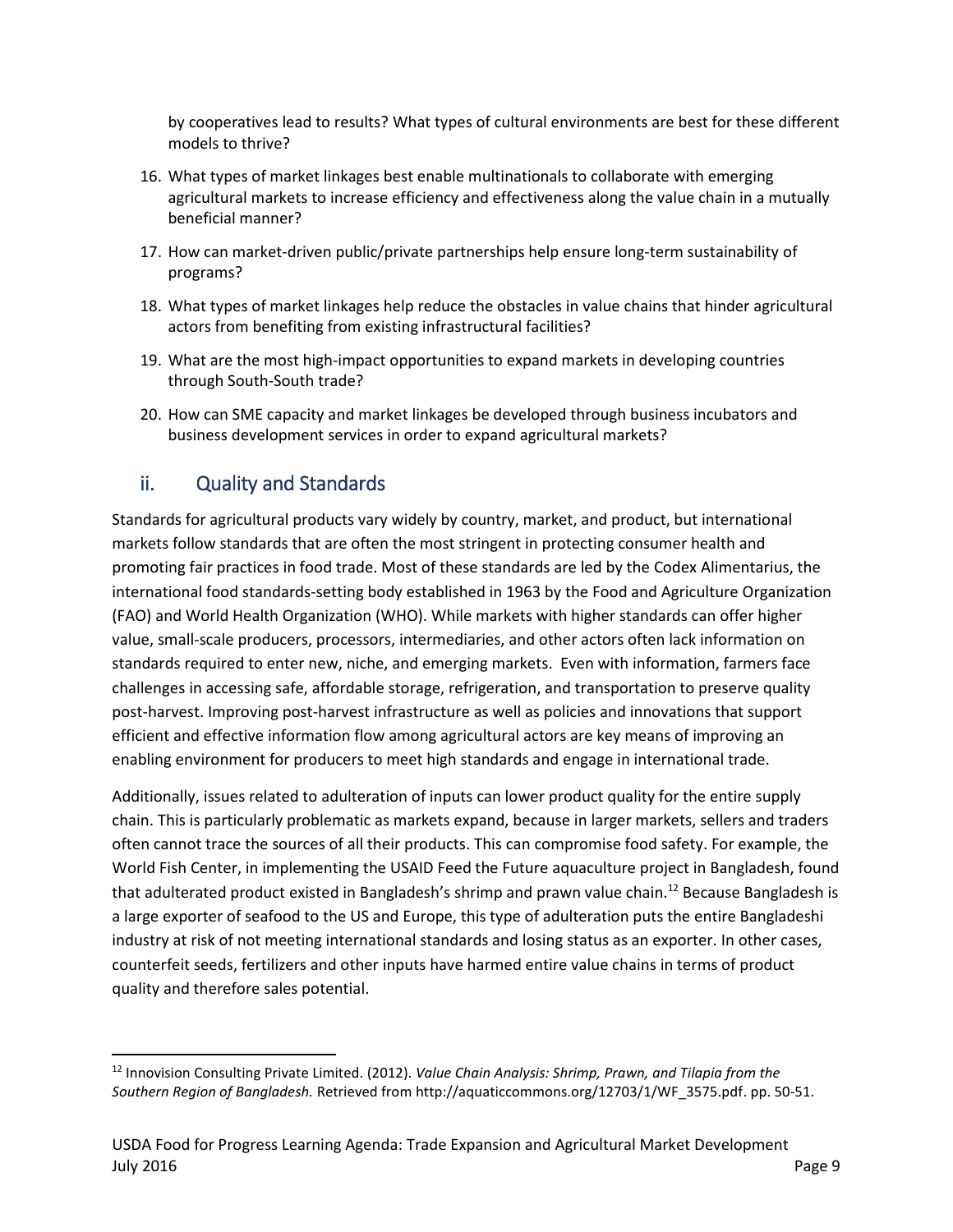by cooperatives lead to results? What types of cultural environments are best for these different models to thrive?

16. What types of market linkages best enable multinationals to collaborate with emerging agricultural markets to increase efficiency and effectiveness along the value chain in a mutually beneficial manner?
17. How can market-driven public/private partnerships help ensure long-term sustainability of programs?
18. What types of market linkages help reduce the obstacles in value chains that hinder agricultural actors from benefiting from existing infrastructural facilities?
19. What are the most high-impact opportunities to expand markets in developing countries through South-South trade?
20. How can SME capacity and market linkages be developed through business incubators and business development services in order to expand agricultural markets?

## ii. Quality and Standards

Standards for agricultural products vary widely by country, market, and product, but international markets follow standards that are often the most stringent in protecting consumer health and promoting fair practices in food trade. Most of these standards are led by the Codex Alimentarius, the international food standards-setting body established in 1963 by the Food and Agriculture Organization (FAO) and World Health Organization (WHO). While markets with higher standards can offer higher value, small-scale producers, processors, intermediaries, and other actors often lack information on standards required to enter new, niche, and emerging markets. Even with information, farmers face challenges in accessing safe, affordable storage, refrigeration, and transportation to preserve quality post-harvest. Improving post-harvest infrastructure as well as policies and innovations that support efficient and effective information flow among agricultural actors are key means of improving an enabling environment for producers to meet high standards and engage in international trade.

Additionally, issues related to adulteration of inputs can lower product quality for the entire supply chain. This is particularly problematic as markets expand, because in larger markets, sellers and traders often cannot trace the sources of all their products. This can compromise food safety. For example, the World Fish Center, in implementing the USAID Feed the Future aquaculture project in Bangladesh, found that adulterated product existed in Bangladesh's shrimp and prawn value chain.[12] Because Bangladesh is a large exporter of seafood to the US and Europe, this type of adulteration puts the entire Bangladeshi industry at risk of not meeting international standards and losing status as an exporter. In other cases, counterfeit seeds, fertilizers and other inputs have harmed entire value chains in terms of product quality and therefore sales potential.

[12] Innovision Consulting Private Limited. (2012). *Value Chain Analysis: Shrimp, Prawn, and Tilapia from the Southern Region of Bangladesh.* Retrieved from http://aquaticcommons.org/12703/1/WF_3575.pdf. pp. 50-51.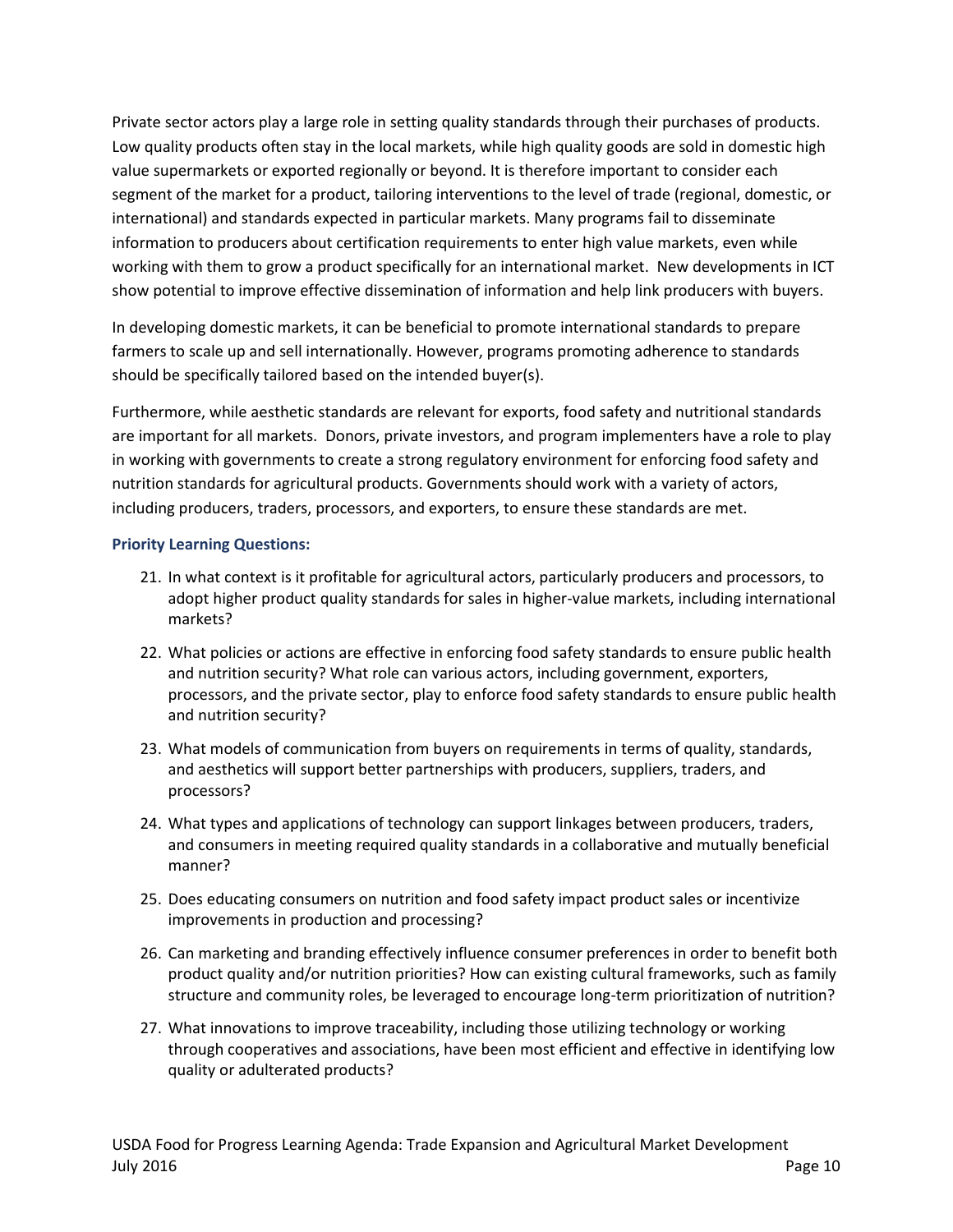Private sector actors play a large role in setting quality standards through their purchases of products. Low quality products often stay in the local markets, while high quality goods are sold in domestic high value supermarkets or exported regionally or beyond. It is therefore important to consider each segment of the market for a product, tailoring interventions to the level of trade (regional, domestic, or international) and standards expected in particular markets. Many programs fail to disseminate information to producers about certification requirements to enter high value markets, even while working with them to grow a product specifically for an international market. New developments in ICT show potential to improve effective dissemination of information and help link producers with buyers.

In developing domestic markets, it can be beneficial to promote international standards to prepare farmers to scale up and sell internationally. However, programs promoting adherence to standards should be specifically tailored based on the intended buyer(s).

Furthermore, while aesthetic standards are relevant for exports, food safety and nutritional standards are important for all markets. Donors, private investors, and program implementers have a role to play in working with governments to create a strong regulatory environment for enforcing food safety and nutrition standards for agricultural products. Governments should work with a variety of actors, including producers, traders, processors, and exporters, to ensure these standards are met.

#### Priority Learning Questions:

21. In what context is it profitable for agricultural actors, particularly producers and processors, to adopt higher product quality standards for sales in higher-value markets, including international markets?
22. What policies or actions are effective in enforcing food safety standards to ensure public health and nutrition security? What role can various actors, including government, exporters, processors, and the private sector, play to enforce food safety standards to ensure public health and nutrition security?
23. What models of communication from buyers on requirements in terms of quality, standards, and aesthetics will support better partnerships with producers, suppliers, traders, and processors?
24. What types and applications of technology can support linkages between producers, traders, and consumers in meeting required quality standards in a collaborative and mutually beneficial manner?
25. Does educating consumers on nutrition and food safety impact product sales or incentivize improvements in production and processing?
26. Can marketing and branding effectively influence consumer preferences in order to benefit both product quality and/or nutrition priorities? How can existing cultural frameworks, such as family structure and community roles, be leveraged to encourage long-term prioritization of nutrition?
27. What innovations to improve traceability, including those utilizing technology or working through cooperatives and associations, have been most efficient and effective in identifying low quality or adulterated products?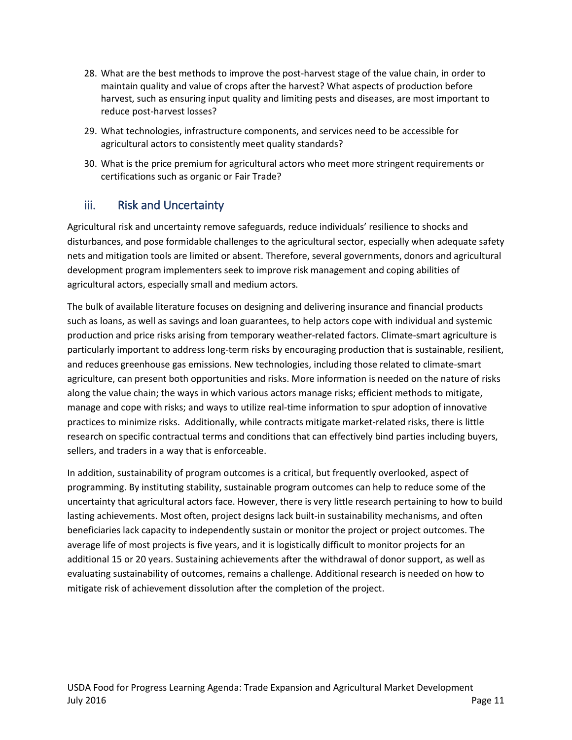28. What are the best methods to improve the post-harvest stage of the value chain, in order to maintain quality and value of crops after the harvest? What aspects of production before harvest, such as ensuring input quality and limiting pests and diseases, are most important to reduce post-harvest losses?
29. What technologies, infrastructure components, and services need to be accessible for agricultural actors to consistently meet quality standards?
30. What is the price premium for agricultural actors who meet more stringent requirements or certifications such as organic or Fair Trade?

### iii. Risk and Uncertainty

Agricultural risk and uncertainty remove safeguards, reduce individuals' resilience to shocks and disturbances, and pose formidable challenges to the agricultural sector, especially when adequate safety nets and mitigation tools are limited or absent. Therefore, several governments, donors and agricultural development program implementers seek to improve risk management and coping abilities of agricultural actors, especially small and medium actors.

The bulk of available literature focuses on designing and delivering insurance and financial products such as loans, as well as savings and loan guarantees, to help actors cope with individual and systemic production and price risks arising from temporary weather-related factors. Climate-smart agriculture is particularly important to address long-term risks by encouraging production that is sustainable, resilient, and reduces greenhouse gas emissions. New technologies, including those related to climate-smart agriculture, can present both opportunities and risks. More information is needed on the nature of risks along the value chain; the ways in which various actors manage risks; efficient methods to mitigate, manage and cope with risks; and ways to utilize real-time information to spur adoption of innovative practices to minimize risks. Additionally, while contracts mitigate market-related risks, there is little research on specific contractual terms and conditions that can effectively bind parties including buyers, sellers, and traders in a way that is enforceable.

In addition, sustainability of program outcomes is a critical, but frequently overlooked, aspect of programming. By instituting stability, sustainable program outcomes can help to reduce some of the uncertainty that agricultural actors face. However, there is very little research pertaining to how to build lasting achievements. Most often, project designs lack built-in sustainability mechanisms, and often beneficiaries lack capacity to independently sustain or monitor the project or project outcomes. The average life of most projects is five years, and it is logistically difficult to monitor projects for an additional 15 or 20 years. Sustaining achievements after the withdrawal of donor support, as well as evaluating sustainability of outcomes, remains a challenge. Additional research is needed on how to mitigate risk of achievement dissolution after the completion of the project.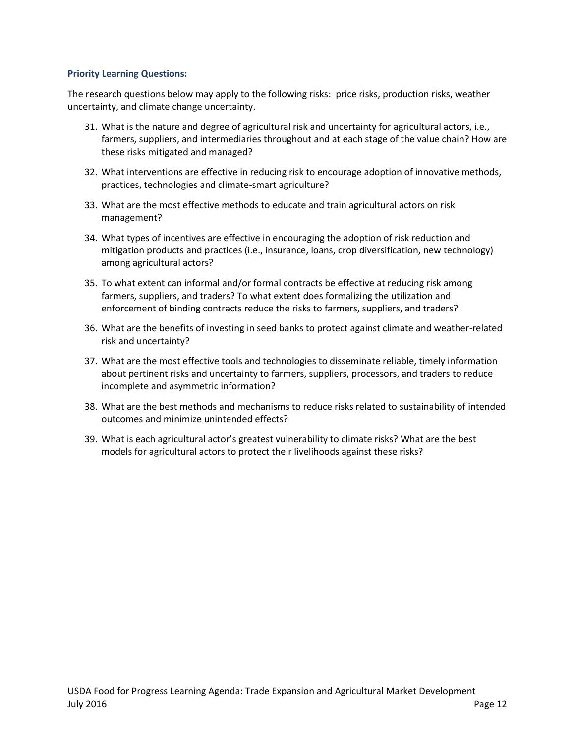**Priority Learning Questions:**

The research questions below may apply to the following risks: price risks, production risks, weather uncertainty, and climate change uncertainty.

31. What is the nature and degree of agricultural risk and uncertainty for agricultural actors, i.e., farmers, suppliers, and intermediaries throughout and at each stage of the value chain? How are these risks mitigated and managed?
32. What interventions are effective in reducing risk to encourage adoption of innovative methods, practices, technologies and climate-smart agriculture?
33. What are the most effective methods to educate and train agricultural actors on risk management?
34. What types of incentives are effective in encouraging the adoption of risk reduction and mitigation products and practices (i.e., insurance, loans, crop diversification, new technology) among agricultural actors?
35. To what extent can informal and/or formal contracts be effective at reducing risk among farmers, suppliers, and traders? To what extent does formalizing the utilization and enforcement of binding contracts reduce the risks to farmers, suppliers, and traders?
36. What are the benefits of investing in seed banks to protect against climate and weather-related risk and uncertainty?
37. What are the most effective tools and technologies to disseminate reliable, timely information about pertinent risks and uncertainty to farmers, suppliers, processors, and traders to reduce incomplete and asymmetric information?
38. What are the best methods and mechanisms to reduce risks related to sustainability of intended outcomes and minimize unintended effects?
39. What is each agricultural actor's greatest vulnerability to climate risks? What are the best models for agricultural actors to protect their livelihoods against these risks?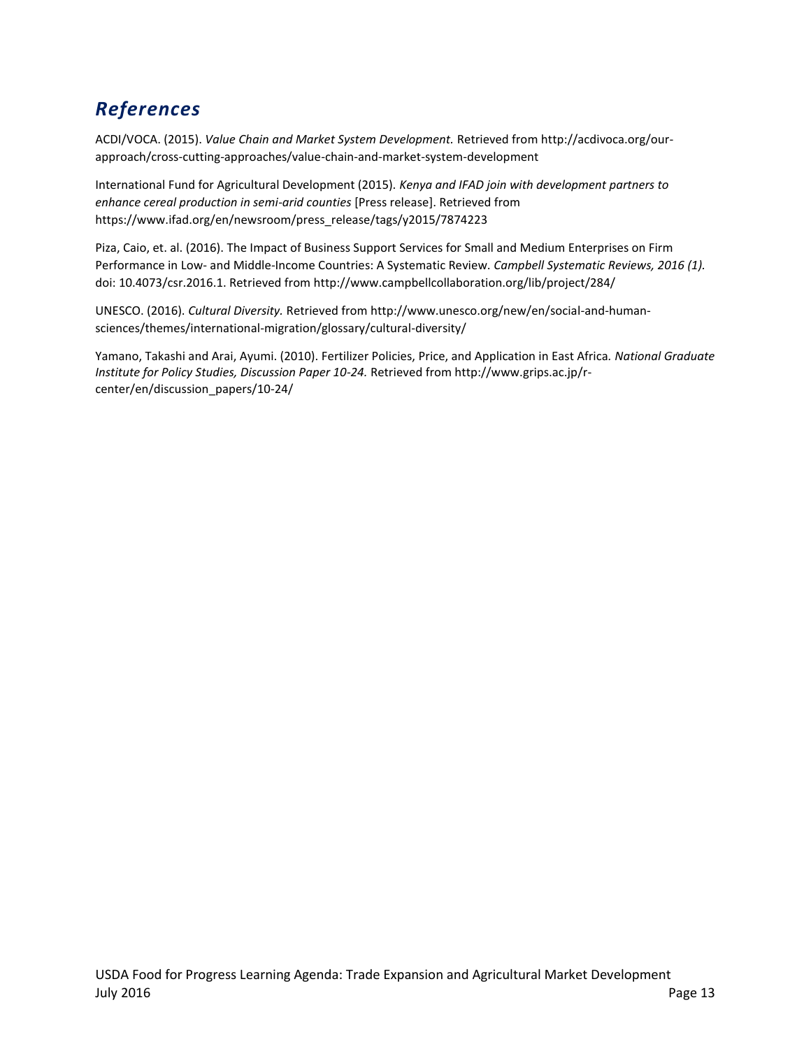## *References*

ACDI/VOCA. (2015). *Value Chain and Market System Development.* Retrieved from http://acdivoca.org/our-approach/cross-cutting-approaches/value-chain-and-market-system-development

International Fund for Agricultural Development (2015). *Kenya and IFAD join with development partners to enhance cereal production in semi-arid counties* [Press release]. Retrieved from https://www.ifad.org/en/newsroom/press_release/tags/y2015/7874223

Piza, Caio, et. al. (2016). The Impact of Business Support Services for Small and Medium Enterprises on Firm Performance in Low- and Middle-Income Countries: A Systematic Review. *Campbell Systematic Reviews, 2016 (1).* doi: 10.4073/csr.2016.1. Retrieved from http://www.campbellcollaboration.org/lib/project/284/

UNESCO. (2016). *Cultural Diversity.* Retrieved from http://www.unesco.org/new/en/social-and-human-sciences/themes/international-migration/glossary/cultural-diversity/

Yamano, Takashi and Arai, Ayumi. (2010). Fertilizer Policies, Price, and Application in East Africa. *National Graduate Institute for Policy Studies, Discussion Paper 10-24.* Retrieved from http://www.grips.ac.jp/r-center/en/discussion_papers/10-24/